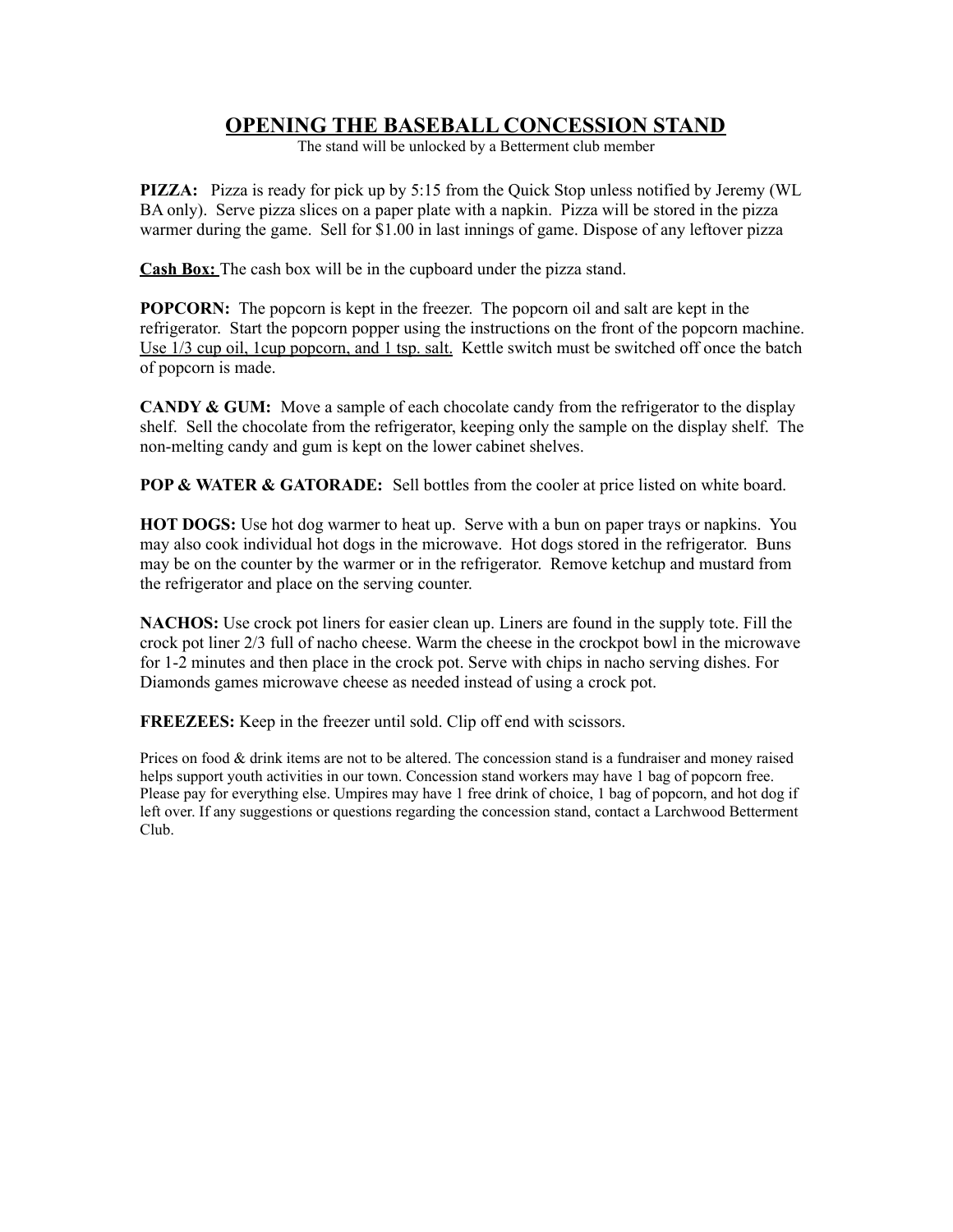# OPENING THE BASEBALL CONCESSION STAND

The stand will be unlocked by a Betterment club member

**PIZZA:** Pizza is ready for pick up by 5:15 from the Quick Stop unless notified by Jeremy (WL BA only). Serve pizza slices on a paper plate with a napkin. Pizza will be stored in the pizza warmer during the game. Sell for $1.00 in last innings of game. Dispose of any leftover pizza

**Cash Box:** The cash box will be in the cupboard under the pizza stand.

**POPCORN:** The popcorn is kept in the freezer. The popcorn oil and salt are kept in the refrigerator. Start the popcorn popper using the instructions on the front of the popcorn machine. Use 1/3 cup oil, 1cup popcorn, and 1 tsp. salt. Kettle switch must be switched off once the batch of popcorn is made.

**CANDY & GUM:** Move a sample of each chocolate candy from the refrigerator to the display shelf. Sell the chocolate from the refrigerator, keeping only the sample on the display shelf. The non-melting candy and gum is kept on the lower cabinet shelves.

**POP & WATER & GATORADE:** Sell bottles from the cooler at price listed on white board.

**HOT DOGS:** Use hot dog warmer to heat up. Serve with a bun on paper trays or napkins. You may also cook individual hot dogs in the microwave. Hot dogs stored in the refrigerator. Buns may be on the counter by the warmer or in the refrigerator. Remove ketchup and mustard from the refrigerator and place on the serving counter.

**NACHOS:** Use crock pot liners for easier clean up. Liners are found in the supply tote. Fill the crock pot liner 2/3 full of nacho cheese. Warm the cheese in the crockpot bowl in the microwave for 1-2 minutes and then place in the crock pot. Serve with chips in nacho serving dishes. For Diamonds games microwave cheese as needed instead of using a crock pot.

**FREEZEES:** Keep in the freezer until sold. Clip off end with scissors.

Prices on food & drink items are not to be altered. The concession stand is a fundraiser and money raised helps support youth activities in our town. Concession stand workers may have 1 bag of popcorn free. Please pay for everything else. Umpires may have 1 free drink of choice, 1 bag of popcorn, and hot dog if left over. If any suggestions or questions regarding the concession stand, contact a Larchwood Betterment Club.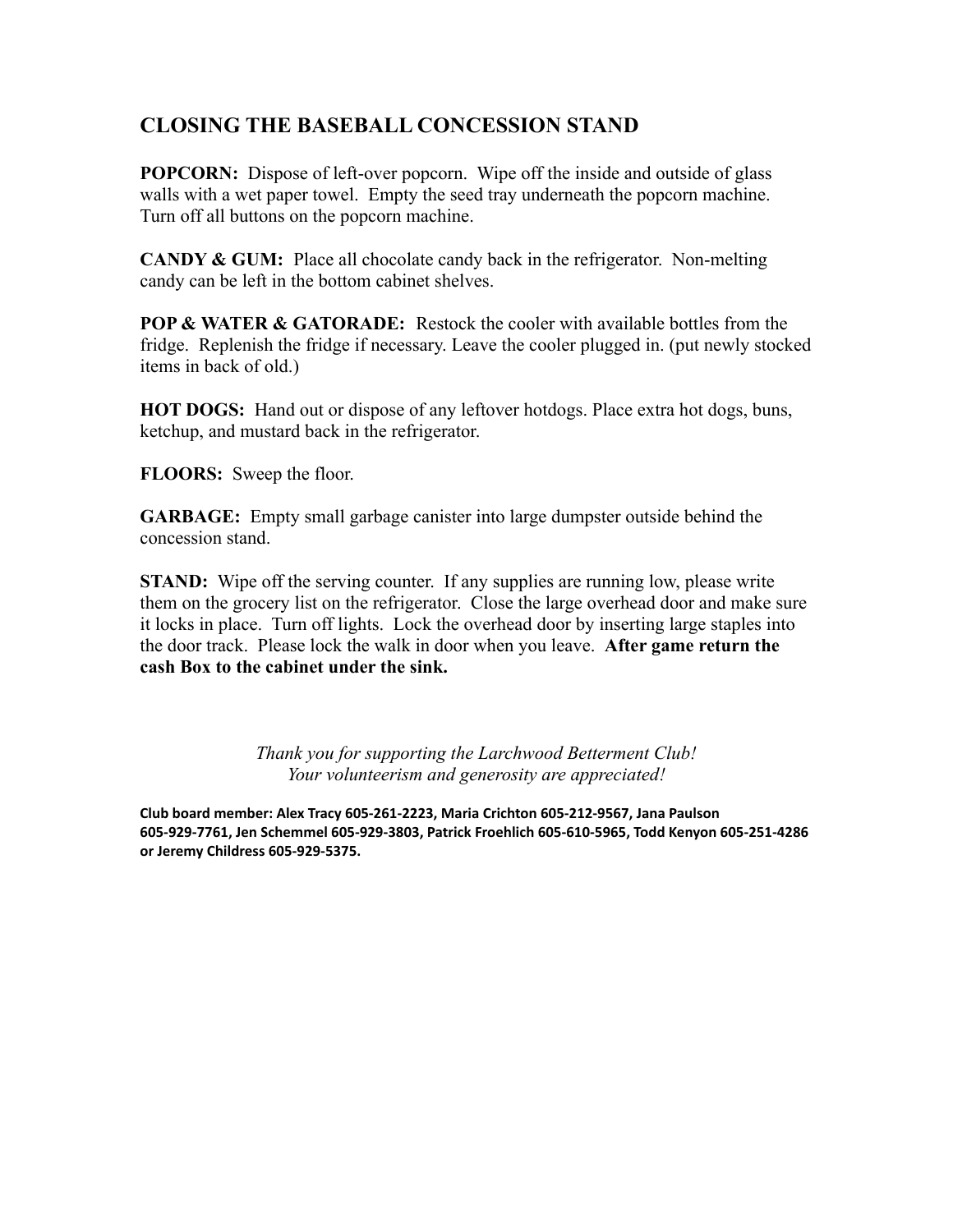## CLOSING THE BASEBALL CONCESSION STAND

**POPCORN:** Dispose of left-over popcorn. Wipe off the inside and outside of glass walls with a wet paper towel. Empty the seed tray underneath the popcorn machine. Turn off all buttons on the popcorn machine.

**CANDY & GUM:** Place all chocolate candy back in the refrigerator. Non-melting candy can be left in the bottom cabinet shelves.

**POP & WATER & GATORADE:** Restock the cooler with available bottles from the fridge. Replenish the fridge if necessary. Leave the cooler plugged in. (put newly stocked items in back of old.)

**HOT DOGS:** Hand out or dispose of any leftover hotdogs. Place extra hot dogs, buns, ketchup, and mustard back in the refrigerator.

**FLOORS:** Sweep the floor.

**GARBAGE:** Empty small garbage canister into large dumpster outside behind the concession stand.

**STAND:** Wipe off the serving counter. If any supplies are running low, please write them on the grocery list on the refrigerator. Close the large overhead door and make sure it locks in place. Turn off lights. Lock the overhead door by inserting large staples into the door track. Please lock the walk in door when you leave. **After game return the cash Box to the cabinet under the sink.**

*Thank you for supporting the Larchwood Betterment Club!*
*Your volunteerism and generosity are appreciated!*

**Club board member: Alex Tracy 605-261-2223, Maria Crichton 605-212-9567, Jana Paulson 605-929-7761, Jen Schemmel 605-929-3803, Patrick Froehlich 605-610-5965, Todd Kenyon 605-251-4286 or Jeremy Childress 605-929-5375.**